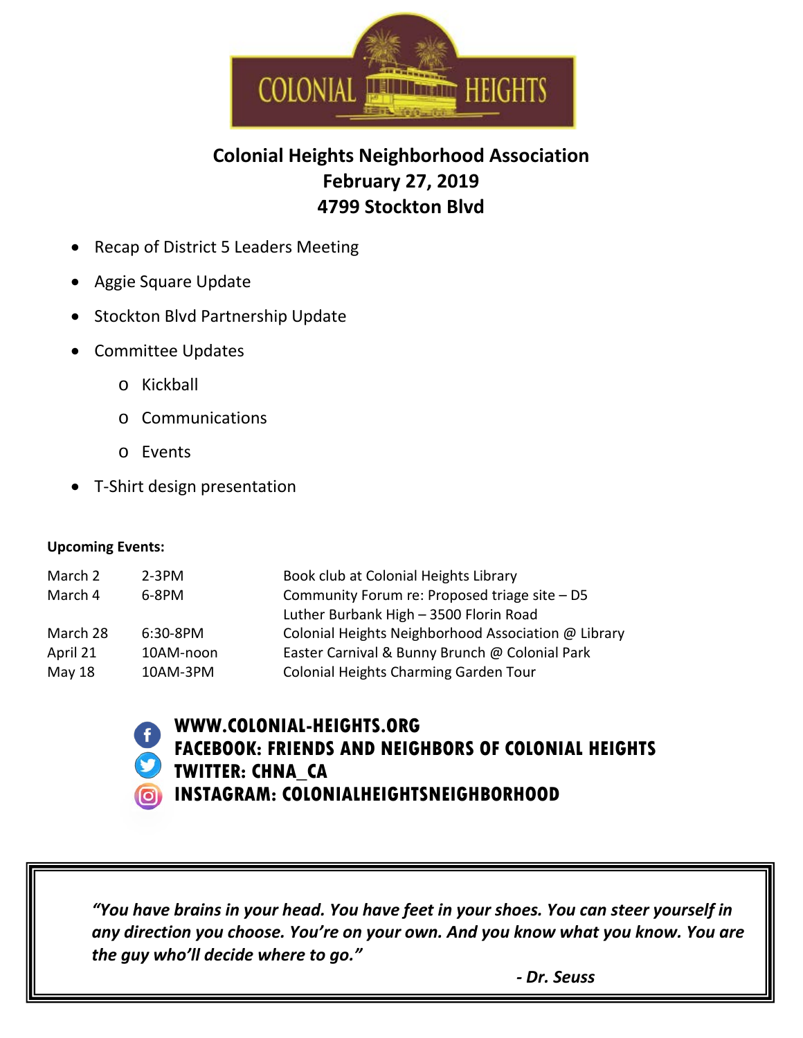COLONIAL HEIGHTS

# Colonial Heights Neighborhood Association
## February 27, 2019
## 4799 Stockton Blvd

- Recap of District 5 Leaders Meeting
- Aggie Square Update
- Stockton Blvd Partnership Update
- Committee Updates
  - Kickball
  - Communications
  - Events
- T-Shirt design presentation

**Upcoming Events:**

| | | |
|---|---|---|
| March 2 | 2-3PM | Book club at Colonial Heights Library |
| March 4 | 6-8PM | Community Forum re: Proposed triage site – D5 Luther Burbank High – 3500 Florin Road |
| March 28 | 6:30-8PM | Colonial Heights Neighborhood Association @ Library |
| April 21 | 10AM-noon | Easter Carnival & Bunny Brunch @ Colonial Park |
| May 18 | 10AM-3PM | Colonial Heights Charming Garden Tour |

**WWW.COLONIAL-HEIGHTS.ORG**
**FACEBOOK: FRIENDS AND NEIGHBORS OF COLONIAL HEIGHTS**
**TWITTER: CHNA_CA**
**INSTAGRAM: COLONIALHEIGHTSNEIGHBORHOOD**

> ***"You have brains in your head. You have feet in your shoes. You can steer yourself in any direction you choose. You're on your own. And you know what you know. You are the guy who'll decide where to go."***
>
> ***- Dr. Seuss***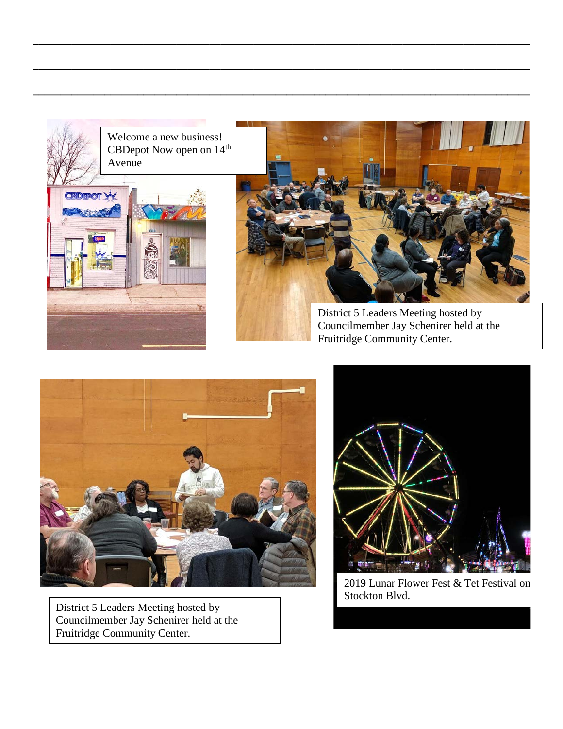Welcome a new business! CBDepot Now open on 14th Avenue

District 5 Leaders Meeting hosted by Councilmember Jay Schenirer held at the Fruitridge Community Center.

District 5 Leaders Meeting hosted by Councilmember Jay Schenirer held at the Fruitridge Community Center.

2019 Lunar Flower Fest & Tet Festival on Stockton Blvd.